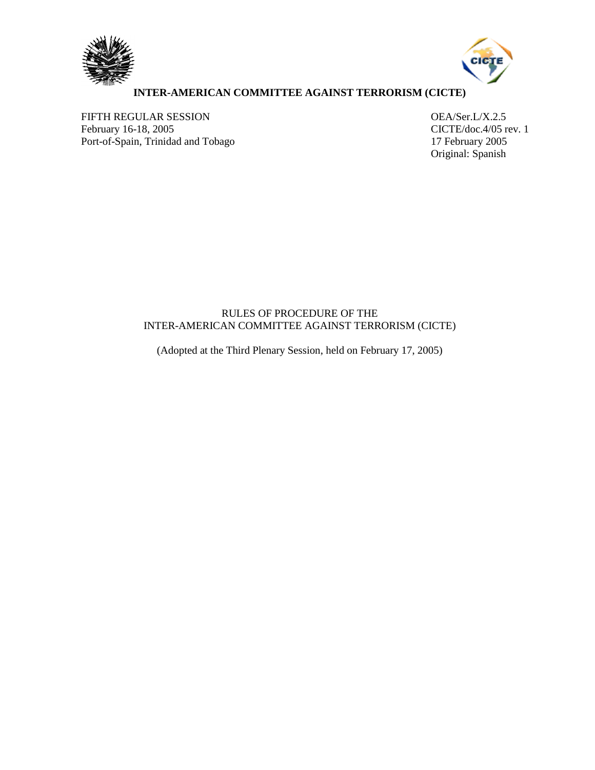**INTER-AMERICAN COMMITTEE AGAINST TERRORISM (CICTE)**

FIFTH REGULAR SESSION
February 16-18, 2005
Port-of-Spain, Trinidad and Tobago

OEA/Ser.L/X.2.5
CICTE/doc.4/05 rev. 1
17 February 2005
Original: Spanish

RULES OF PROCEDURE OF THE
INTER-AMERICAN COMMITTEE AGAINST TERRORISM (CICTE)

(Adopted at the Third Plenary Session, held on February 17, 2005)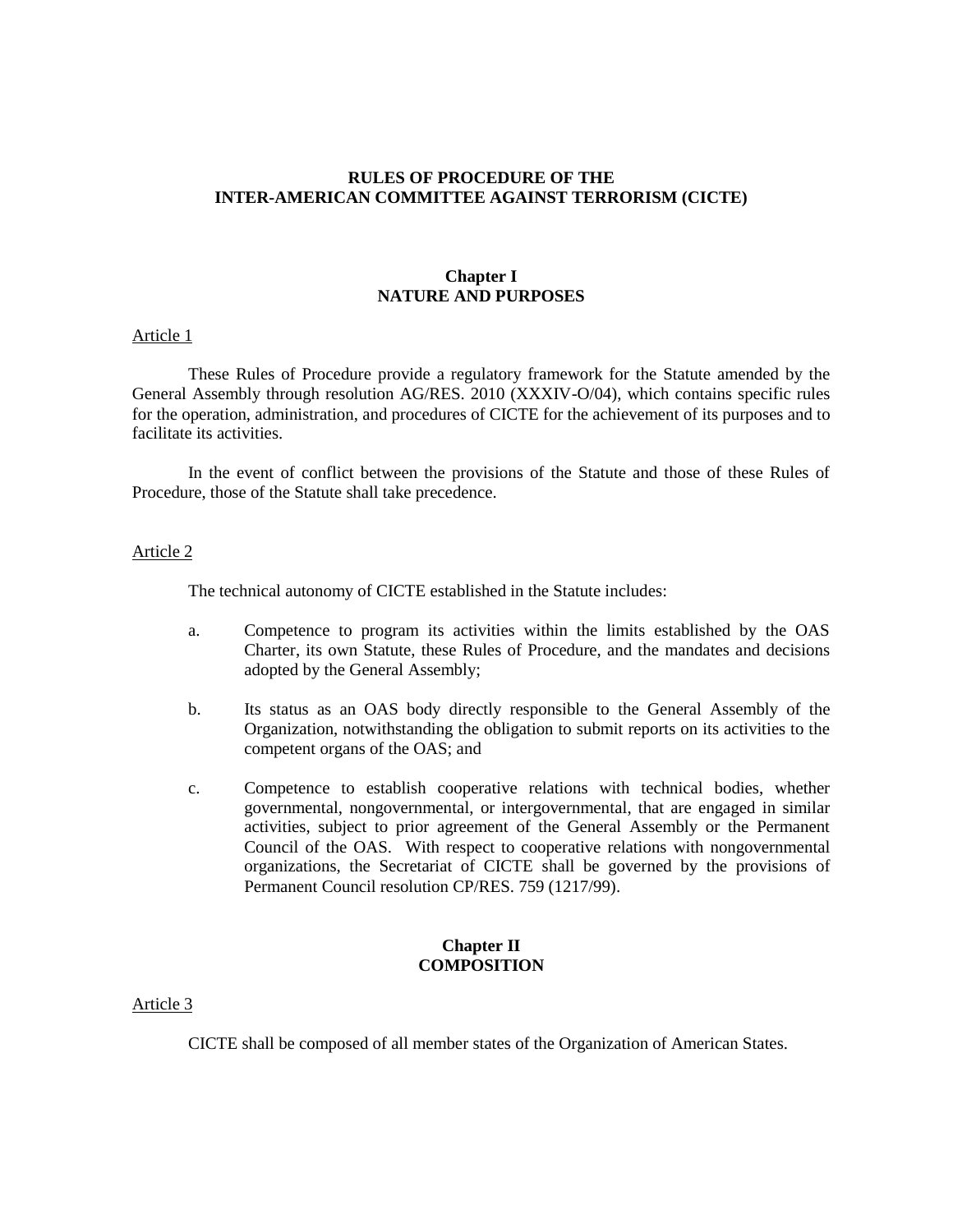# RULES OF PROCEDURE OF THE INTER-AMERICAN COMMITTEE AGAINST TERRORISM (CICTE)

## Chapter I
## NATURE AND PURPOSES

Article 1

These Rules of Procedure provide a regulatory framework for the Statute amended by the General Assembly through resolution AG/RES. 2010 (XXXIV-O/04), which contains specific rules for the operation, administration, and procedures of CICTE for the achievement of its purposes and to facilitate its activities.

In the event of conflict between the provisions of the Statute and those of these Rules of Procedure, those of the Statute shall take precedence.

Article 2

The technical autonomy of CICTE established in the Statute includes:

a. Competence to program its activities within the limits established by the OAS Charter, its own Statute, these Rules of Procedure, and the mandates and decisions adopted by the General Assembly;

b. Its status as an OAS body directly responsible to the General Assembly of the Organization, notwithstanding the obligation to submit reports on its activities to the competent organs of the OAS; and

c. Competence to establish cooperative relations with technical bodies, whether governmental, nongovernmental, or intergovernmental, that are engaged in similar activities, subject to prior agreement of the General Assembly or the Permanent Council of the OAS. With respect to cooperative relations with nongovernmental organizations, the Secretariat of CICTE shall be governed by the provisions of Permanent Council resolution CP/RES. 759 (1217/99).

## Chapter II
## COMPOSITION

Article 3

CICTE shall be composed of all member states of the Organization of American States.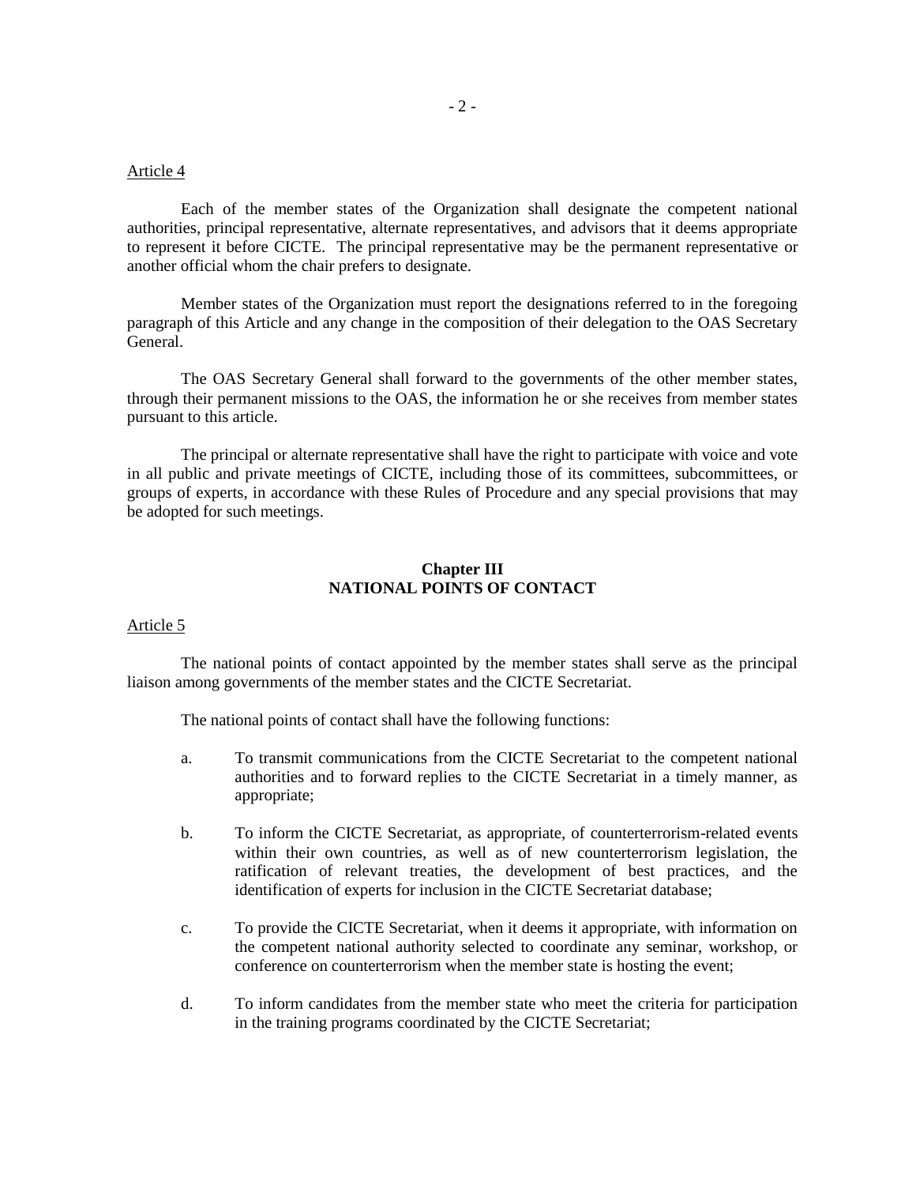Article 4

Each of the member states of the Organization shall designate the competent national authorities, principal representative, alternate representatives, and advisors that it deems appropriate to represent it before CICTE. The principal representative may be the permanent representative or another official whom the chair prefers to designate.

Member states of the Organization must report the designations referred to in the foregoing paragraph of this Article and any change in the composition of their delegation to the OAS Secretary General.

The OAS Secretary General shall forward to the governments of the other member states, through their permanent missions to the OAS, the information he or she receives from member states pursuant to this article.

The principal or alternate representative shall have the right to participate with voice and vote in all public and private meetings of CICTE, including those of its committees, subcommittees, or groups of experts, in accordance with these Rules of Procedure and any special provisions that may be adopted for such meetings.

## Chapter III
## NATIONAL POINTS OF CONTACT

Article 5

The national points of contact appointed by the member states shall serve as the principal liaison among governments of the member states and the CICTE Secretariat.

The national points of contact shall have the following functions:

a. To transmit communications from the CICTE Secretariat to the competent national authorities and to forward replies to the CICTE Secretariat in a timely manner, as appropriate;

b. To inform the CICTE Secretariat, as appropriate, of counterterrorism-related events within their own countries, as well as of new counterterrorism legislation, the ratification of relevant treaties, the development of best practices, and the identification of experts for inclusion in the CICTE Secretariat database;

c. To provide the CICTE Secretariat, when it deems it appropriate, with information on the competent national authority selected to coordinate any seminar, workshop, or conference on counterterrorism when the member state is hosting the event;

d. To inform candidates from the member state who meet the criteria for participation in the training programs coordinated by the CICTE Secretariat;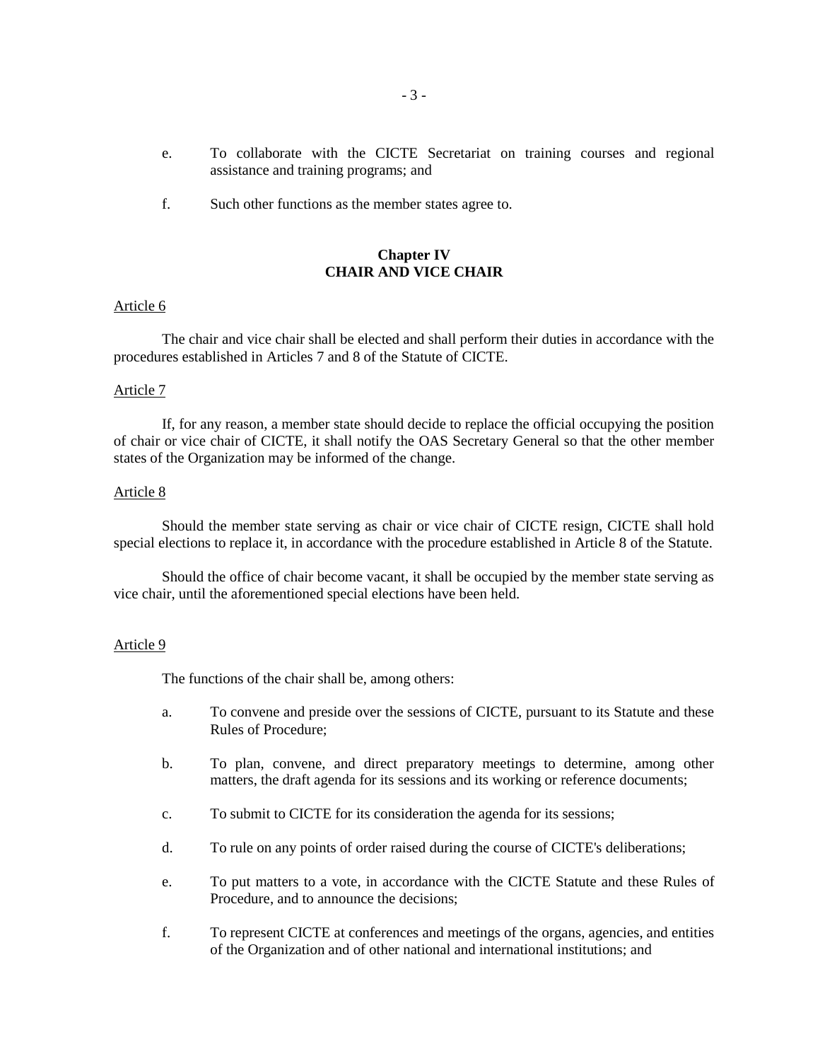e. To collaborate with the CICTE Secretariat on training courses and regional assistance and training programs; and

f. Such other functions as the member states agree to.

## Chapter IV
## CHAIR AND VICE CHAIR

Article 6

The chair and vice chair shall be elected and shall perform their duties in accordance with the procedures established in Articles 7 and 8 of the Statute of CICTE.

Article 7

If, for any reason, a member state should decide to replace the official occupying the position of chair or vice chair of CICTE, it shall notify the OAS Secretary General so that the other member states of the Organization may be informed of the change.

Article 8

Should the member state serving as chair or vice chair of CICTE resign, CICTE shall hold special elections to replace it, in accordance with the procedure established in Article 8 of the Statute.

Should the office of chair become vacant, it shall be occupied by the member state serving as vice chair, until the aforementioned special elections have been held.

Article 9

The functions of the chair shall be, among others:

a. To convene and preside over the sessions of CICTE, pursuant to its Statute and these Rules of Procedure;

b. To plan, convene, and direct preparatory meetings to determine, among other matters, the draft agenda for its sessions and its working or reference documents;

c. To submit to CICTE for its consideration the agenda for its sessions;

d. To rule on any points of order raised during the course of CICTE's deliberations;

e. To put matters to a vote, in accordance with the CICTE Statute and these Rules of Procedure, and to announce the decisions;

f. To represent CICTE at conferences and meetings of the organs, agencies, and entities of the Organization and of other national and international institutions; and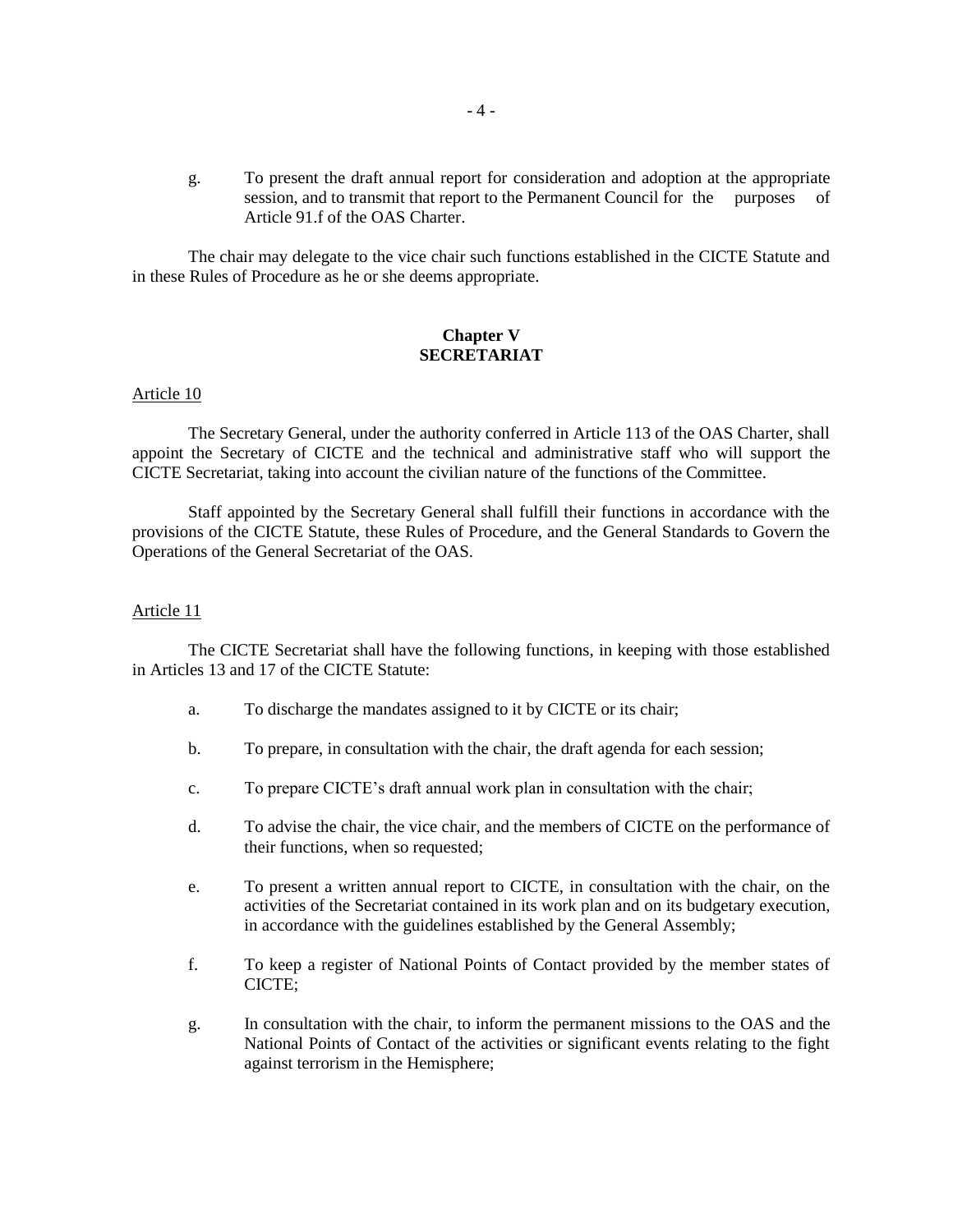g. To present the draft annual report for consideration and adoption at the appropriate session, and to transmit that report to the Permanent Council for the purposes of Article 91.f of the OAS Charter.

The chair may delegate to the vice chair such functions established in the CICTE Statute and in these Rules of Procedure as he or she deems appropriate.

## Chapter V
## SECRETARIAT

Article 10

The Secretary General, under the authority conferred in Article 113 of the OAS Charter, shall appoint the Secretary of CICTE and the technical and administrative staff who will support the CICTE Secretariat, taking into account the civilian nature of the functions of the Committee.

Staff appointed by the Secretary General shall fulfill their functions in accordance with the provisions of the CICTE Statute, these Rules of Procedure, and the General Standards to Govern the Operations of the General Secretariat of the OAS.

Article 11

The CICTE Secretariat shall have the following functions, in keeping with those established in Articles 13 and 17 of the CICTE Statute:

a. To discharge the mandates assigned to it by CICTE or its chair;

b. To prepare, in consultation with the chair, the draft agenda for each session;

c. To prepare CICTE's draft annual work plan in consultation with the chair;

d. To advise the chair, the vice chair, and the members of CICTE on the performance of their functions, when so requested;

e. To present a written annual report to CICTE, in consultation with the chair, on the activities of the Secretariat contained in its work plan and on its budgetary execution, in accordance with the guidelines established by the General Assembly;

f. To keep a register of National Points of Contact provided by the member states of CICTE;

g. In consultation with the chair, to inform the permanent missions to the OAS and the National Points of Contact of the activities or significant events relating to the fight against terrorism in the Hemisphere;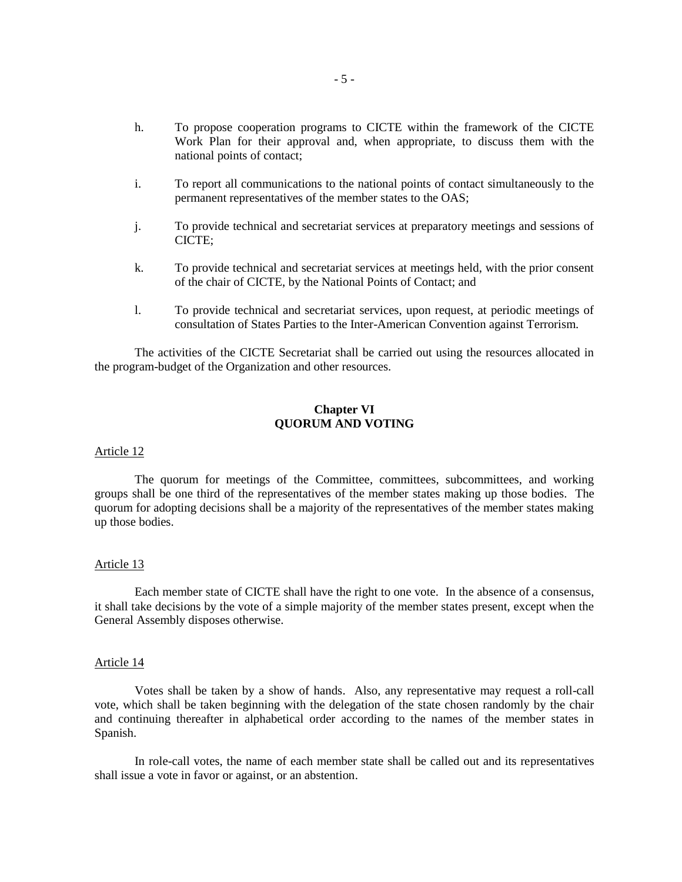h. To propose cooperation programs to CICTE within the framework of the CICTE Work Plan for their approval and, when appropriate, to discuss them with the national points of contact;

i. To report all communications to the national points of contact simultaneously to the permanent representatives of the member states to the OAS;

j. To provide technical and secretariat services at preparatory meetings and sessions of CICTE;

k. To provide technical and secretariat services at meetings held, with the prior consent of the chair of CICTE, by the National Points of Contact; and

l. To provide technical and secretariat services, upon request, at periodic meetings of consultation of States Parties to the Inter-American Convention against Terrorism.

The activities of the CICTE Secretariat shall be carried out using the resources allocated in the program-budget of the Organization and other resources.

## Chapter VI
## QUORUM AND VOTING

Article 12

The quorum for meetings of the Committee, committees, subcommittees, and working groups shall be one third of the representatives of the member states making up those bodies. The quorum for adopting decisions shall be a majority of the representatives of the member states making up those bodies.

Article 13

Each member state of CICTE shall have the right to one vote. In the absence of a consensus, it shall take decisions by the vote of a simple majority of the member states present, except when the General Assembly disposes otherwise.

Article 14

Votes shall be taken by a show of hands. Also, any representative may request a roll-call vote, which shall be taken beginning with the delegation of the state chosen randomly by the chair and continuing thereafter in alphabetical order according to the names of the member states in Spanish.

In role-call votes, the name of each member state shall be called out and its representatives shall issue a vote in favor or against, or an abstention.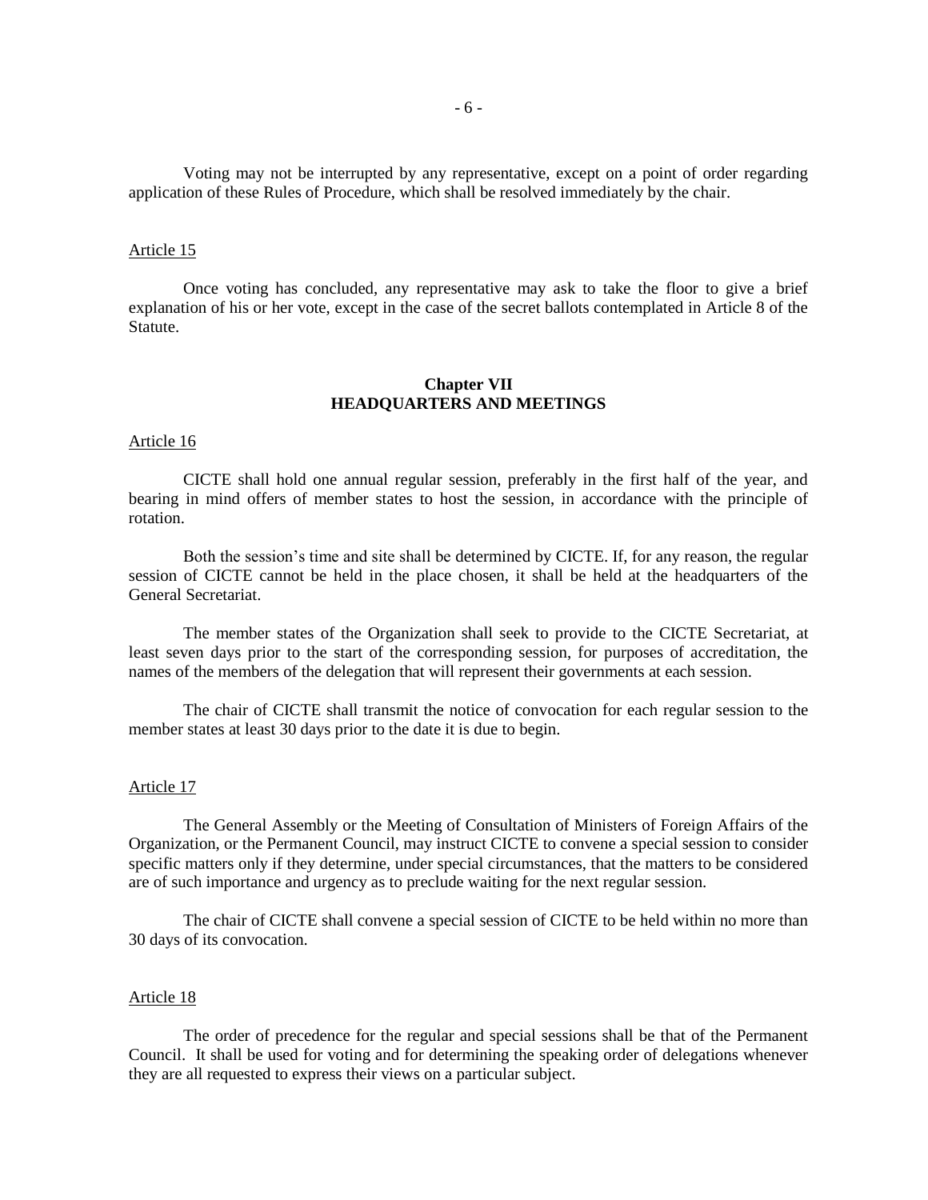Voting may not be interrupted by any representative, except on a point of order regarding application of these Rules of Procedure, which shall be resolved immediately by the chair.

Article 15

Once voting has concluded, any representative may ask to take the floor to give a brief explanation of his or her vote, except in the case of the secret ballots contemplated in Article 8 of the Statute.

## Chapter VII
## HEADQUARTERS AND MEETINGS

Article 16

CICTE shall hold one annual regular session, preferably in the first half of the year, and bearing in mind offers of member states to host the session, in accordance with the principle of rotation.

Both the session's time and site shall be determined by CICTE. If, for any reason, the regular session of CICTE cannot be held in the place chosen, it shall be held at the headquarters of the General Secretariat.

The member states of the Organization shall seek to provide to the CICTE Secretariat, at least seven days prior to the start of the corresponding session, for purposes of accreditation, the names of the members of the delegation that will represent their governments at each session.

The chair of CICTE shall transmit the notice of convocation for each regular session to the member states at least 30 days prior to the date it is due to begin.

Article 17

The General Assembly or the Meeting of Consultation of Ministers of Foreign Affairs of the Organization, or the Permanent Council, may instruct CICTE to convene a special session to consider specific matters only if they determine, under special circumstances, that the matters to be considered are of such importance and urgency as to preclude waiting for the next regular session.

The chair of CICTE shall convene a special session of CICTE to be held within no more than 30 days of its convocation.

Article 18

The order of precedence for the regular and special sessions shall be that of the Permanent Council. It shall be used for voting and for determining the speaking order of delegations whenever they are all requested to express their views on a particular subject.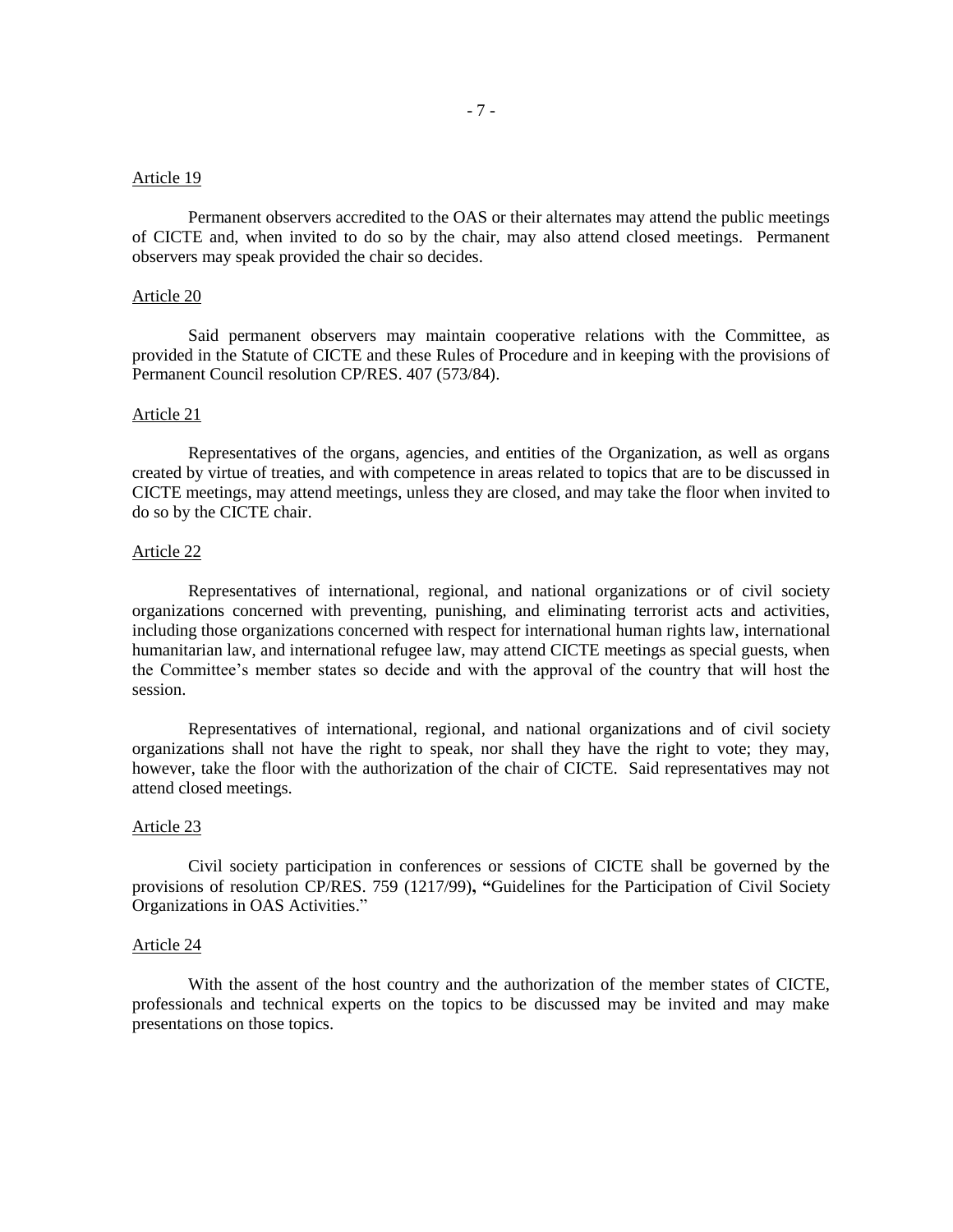Article 19

Permanent observers accredited to the OAS or their alternates may attend the public meetings of CICTE and, when invited to do so by the chair, may also attend closed meetings. Permanent observers may speak provided the chair so decides.

Article 20

Said permanent observers may maintain cooperative relations with the Committee, as provided in the Statute of CICTE and these Rules of Procedure and in keeping with the provisions of Permanent Council resolution CP/RES. 407 (573/84).

Article 21

Representatives of the organs, agencies, and entities of the Organization, as well as organs created by virtue of treaties, and with competence in areas related to topics that are to be discussed in CICTE meetings, may attend meetings, unless they are closed, and may take the floor when invited to do so by the CICTE chair.

Article 22

Representatives of international, regional, and national organizations or of civil society organizations concerned with preventing, punishing, and eliminating terrorist acts and activities, including those organizations concerned with respect for international human rights law, international humanitarian law, and international refugee law, may attend CICTE meetings as special guests, when the Committee's member states so decide and with the approval of the country that will host the session.

Representatives of international, regional, and national organizations and of civil society organizations shall not have the right to speak, nor shall they have the right to vote; they may, however, take the floor with the authorization of the chair of CICTE. Said representatives may not attend closed meetings.

Article 23

Civil society participation in conferences or sessions of CICTE shall be governed by the provisions of resolution CP/RES. 759 (1217/99), "Guidelines for the Participation of Civil Society Organizations in OAS Activities."

Article 24

With the assent of the host country and the authorization of the member states of CICTE, professionals and technical experts on the topics to be discussed may be invited and may make presentations on those topics.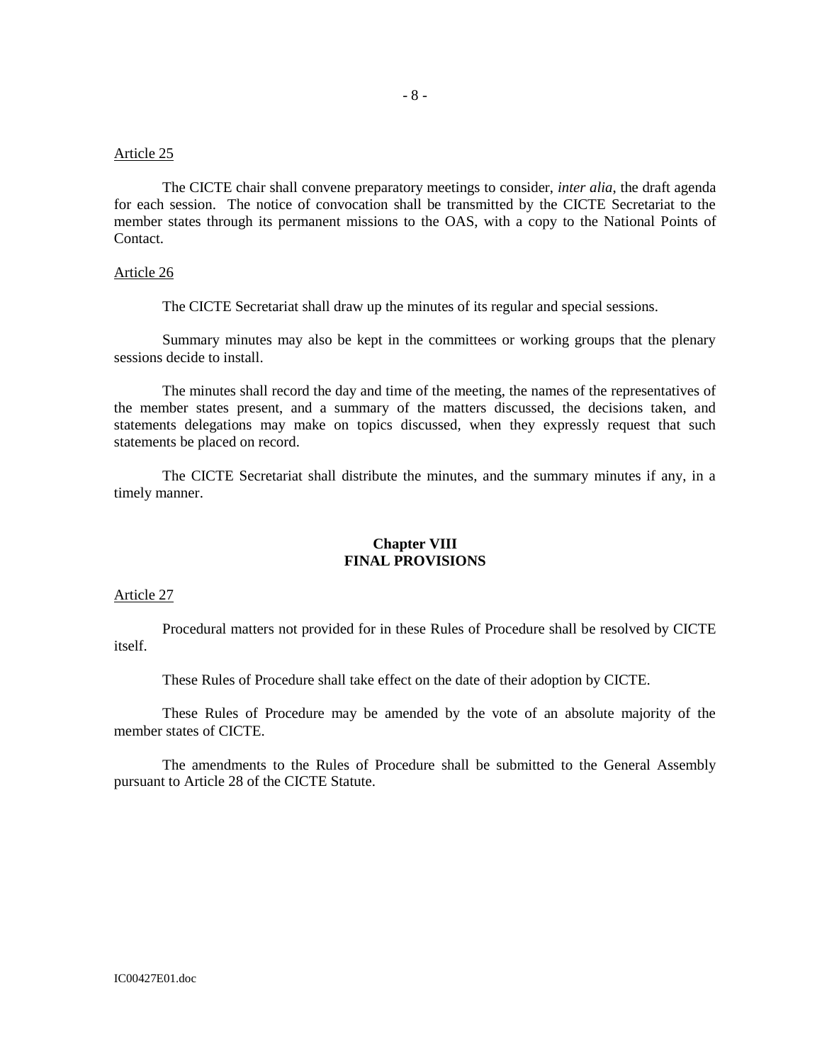Article 25

The CICTE chair shall convene preparatory meetings to consider, *inter alia*, the draft agenda for each session. The notice of convocation shall be transmitted by the CICTE Secretariat to the member states through its permanent missions to the OAS, with a copy to the National Points of Contact.

Article 26

The CICTE Secretariat shall draw up the minutes of its regular and special sessions.

Summary minutes may also be kept in the committees or working groups that the plenary sessions decide to install.

The minutes shall record the day and time of the meeting, the names of the representatives of the member states present, and a summary of the matters discussed, the decisions taken, and statements delegations may make on topics discussed, when they expressly request that such statements be placed on record.

The CICTE Secretariat shall distribute the minutes, and the summary minutes if any, in a timely manner.

## Chapter VIII
## FINAL PROVISIONS

Article 27

Procedural matters not provided for in these Rules of Procedure shall be resolved by CICTE itself.

These Rules of Procedure shall take effect on the date of their adoption by CICTE.

These Rules of Procedure may be amended by the vote of an absolute majority of the member states of CICTE.

The amendments to the Rules of Procedure shall be submitted to the General Assembly pursuant to Article 28 of the CICTE Statute.